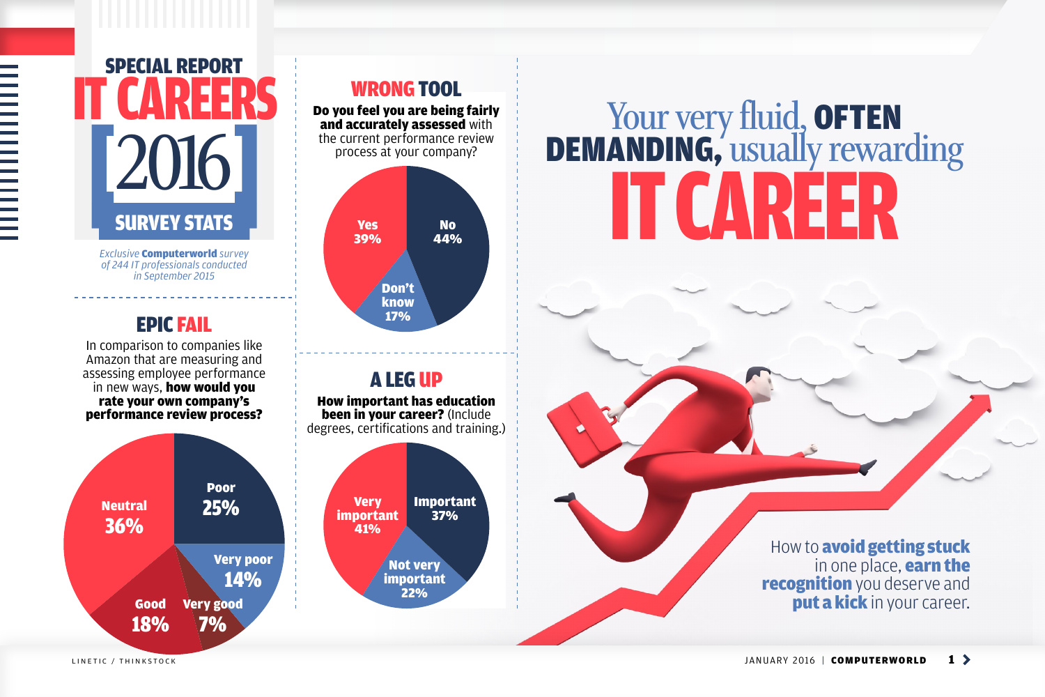# SPECIAL REPORT IT CAREERS 2016 SURVEY STATS

*Exclusive **Computerworld** survey of 244 IT professionals conducted in September 2015*

## EPIC FAIL

In comparison to companies like Amazon that are measuring and assessing employee performance in new ways, **how would you rate your own company's performance review process?**

| Rating | Percentage |
|---|---|
| Neutral | 36% |
| Poor | 25% |
| Very poor | 14% |
| Good | 18% |
| Very good | 7% |

## WRONG TOOL

**Do you feel you are being fairly and accurately assessed** with the current performance review process at your company?

| Response | Percentage |
|---|---|
| Yes | 39% |
| No | 44% |
| Don't know | 17% |

## A LEG UP

**How important has education been in your career?** (Include degrees, certifications and training.)

| Response | Percentage |
|---|---|
| Very important | 41% |
| Important | 37% |
| Not very important | 22% |

# Your very fluid, OFTEN DEMANDING, usually rewarding IT CAREER

How to **avoid getting stuck** in one place, **earn the recognition** you deserve and **put a kick** in your career.

LINETIC / THINKSTOCK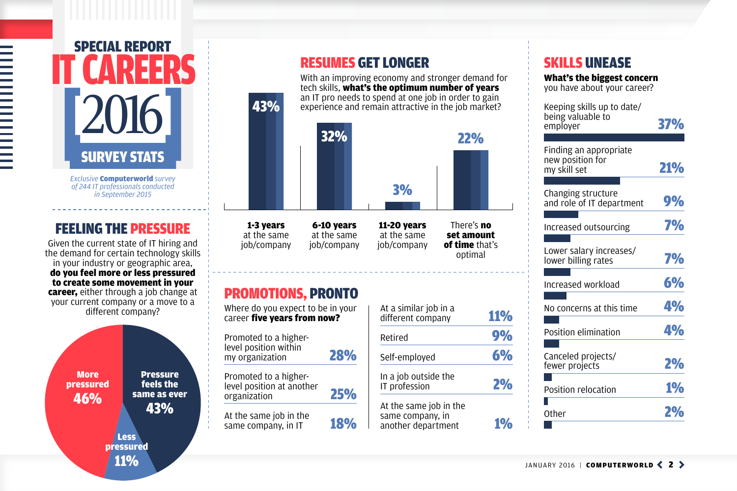# SPECIAL REPORT IT CAREERS 2016 SURVEY STATS

*Exclusive **Computerworld** survey of 244 IT professionals conducted in September 2015*

## FEELING THE PRESSURE

Given the current state of IT hiring and the demand for certain technology skills in your industry or geographic area, **do you feel more or less pressured to create some movement in your career,** either through a job change at your current company or a move to a different company?

| Response | % |
|---|---|
| More pressured | 46% |
| Pressure feels the same as ever | 43% |
| Less pressured | 11% |

## RESUMES GET LONGER

With an improving economy and stronger demand for tech skills, **what's the optimum number of years** an IT pro needs to spend at one job in order to gain experience and remain attractive in the job market?

| Response | % |
|---|---|
| **1-3 years** at the same job/company | 43% |
| **6-10 years** at the same job/company | 32% |
| **11-20 years** at the same job/company | 3% |
| There's **no set amount of time** that's optimal | 22% |

## PROMOTIONS, PRONTO

Where do you expect to be in your career **five years from now?**

| Response | % |
|---|---|
| Promoted to a higher-level position within my organization | 28% |
| Promoted to a higher-level position at another organization | 25% |
| At the same job in the same company, in IT | 18% |
| At a similar job in a different company | 11% |
| Retired | 9% |
| Self-employed | 6% |
| In a job outside the IT profession | 2% |
| At the same job in the same company, in another department | 1% |

## SKILLS UNEASE

**What's the biggest concern** you have about your career?

| Concern | % |
|---|---|
| Keeping skills up to date/being valuable to employer | 37% |
| Finding an appropriate new position for my skill set | 21% |
| Changing structure and role of IT department | 9% |
| Increased outsourcing | 7% |
| Lower salary increases/lower billing rates | 7% |
| Increased workload | 6% |
| No concerns at this time | 4% |
| Position elimination | 4% |
| Canceled projects/fewer projects | 2% |
| Position relocation | 1% |
| Other | 2% |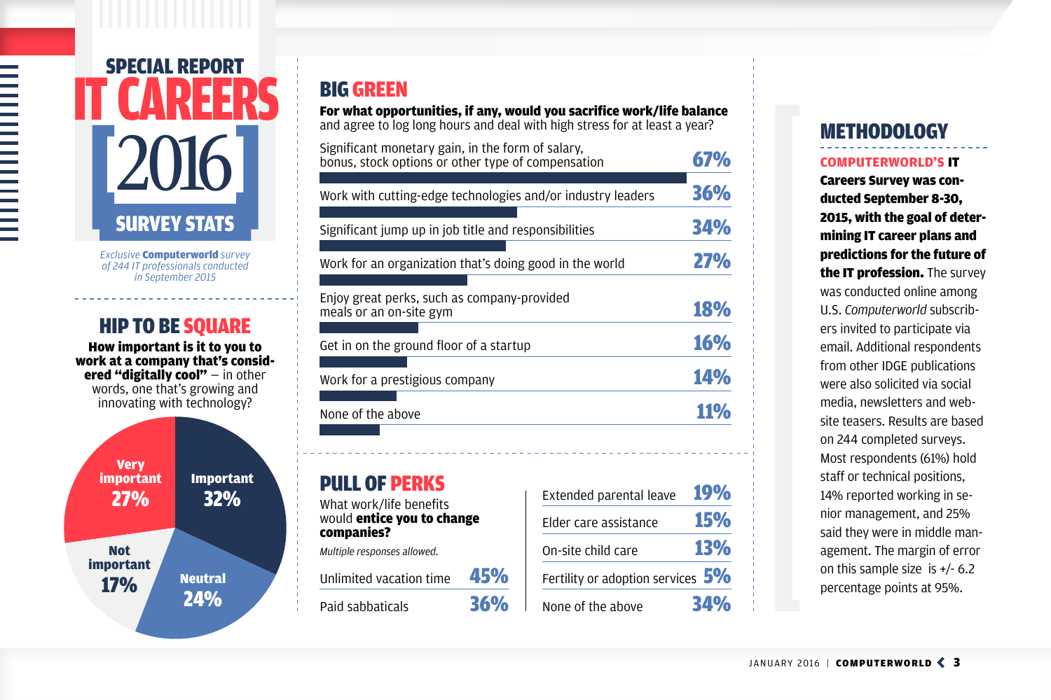# SPECIAL REPORT IT CAREERS 2016 SURVEY STATS

*Exclusive **Computerworld** survey of 244 IT professionals conducted in September 2015*

## HIP TO BE SQUARE

**How important is it to you to work at a company that's considered "digitally cool"** – in other words, one that's growing and innovating with technology?

Very important 27%
Important 32%
Not important 17%
Neutral 24%

## BIG GREEN

**For what opportunities, if any, would you sacrifice work/life balance** and agree to log long hours and deal with high stress for at least a year?

Significant monetary gain, in the form of salary, bonus, stock options or other type of compensation 67%
Work with cutting-edge technologies and/or industry leaders 36%
Significant jump up in job title and responsibilities 34%
Work for an organization that's doing good in the world 27%
Enjoy great perks, such as company-provided meals or an on-site gym 18%
Get in on the ground floor of a startup 16%
Work for a prestigious company 14%
None of the above 11%

## PULL OF PERKS

What work/life benefits would **entice you to change companies?**

*Multiple responses allowed.*

| | |
|---|---|
| Unlimited vacation time | 45% |
| Paid sabbaticals | 36% |
| Extended parental leave | 19% |
| Elder care assistance | 15% |
| On-site child care | 13% |
| Fertility or adoption services | 5% |
| None of the above | 34% |

## METHODOLOGY

**COMPUTERWORLD'S IT Careers Survey was conducted September 8-30, 2015, with the goal of determining IT career plans and predictions for the future of the IT profession.** The survey was conducted online among U.S. *Computerworld* subscribers invited to participate via email. Additional respondents from other IDGE publications were also solicited via social media, newsletters and website teasers. Results are based on 244 completed surveys. Most respondents (61%) hold staff or technical positions, 14% reported working in senior management, and 25% said they were in middle management. The margin of error on this sample size is +/- 6.2 percentage points at 95%.